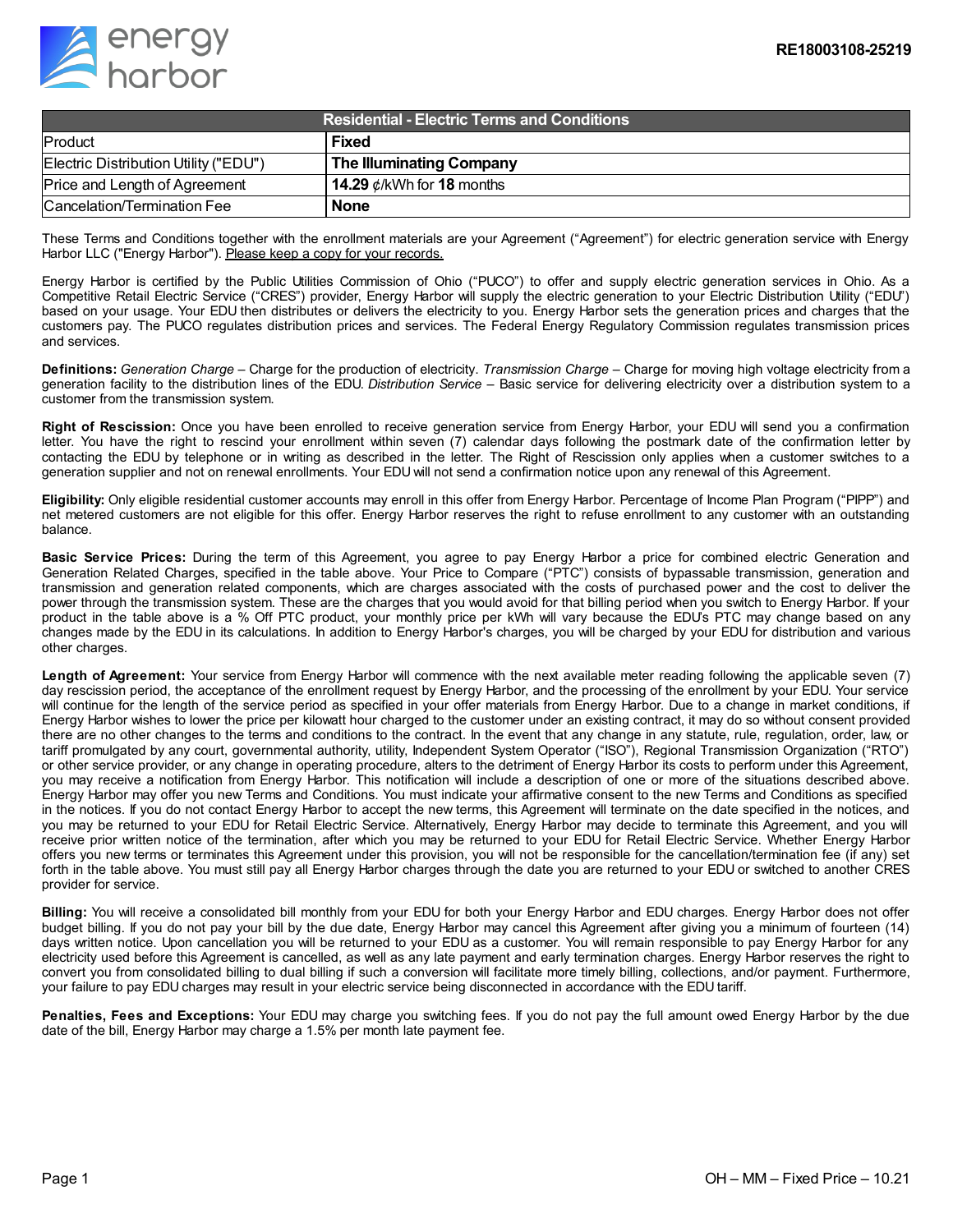energy harbor

RE18003108-25219

| Residential - Electric Terms and Conditions | |
|---|---|
| Product | **Fixed** |
| Electric Distribution Utility ("EDU") | **The Illuminating Company** |
| Price and Length of Agreement | **14.29** ¢/kWh for **18** months |
| Cancelation/Termination Fee | **None** |

These Terms and Conditions together with the enrollment materials are your Agreement ("Agreement") for electric generation service with Energy Harbor LLC ("Energy Harbor"). Please keep a copy for your records.

Energy Harbor is certified by the Public Utilities Commission of Ohio ("PUCO") to offer and supply electric generation services in Ohio. As a Competitive Retail Electric Service ("CRES") provider, Energy Harbor will supply the electric generation to your Electric Distribution Utility ("EDU") based on your usage. Your EDU then distributes or delivers the electricity to you. Energy Harbor sets the generation prices and charges that the customers pay. The PUCO regulates distribution prices and services. The Federal Energy Regulatory Commission regulates transmission prices and services.

**Definitions:** *Generation Charge* – Charge for the production of electricity. *Transmission Charge* – Charge for moving high voltage electricity from a generation facility to the distribution lines of the EDU. *Distribution Service* – Basic service for delivering electricity over a distribution system to a customer from the transmission system.

**Right of Rescission:** Once you have been enrolled to receive generation service from Energy Harbor, your EDU will send you a confirmation letter. You have the right to rescind your enrollment within seven (7) calendar days following the postmark date of the confirmation letter by contacting the EDU by telephone or in writing as described in the letter. The Right of Rescission only applies when a customer switches to a generation supplier and not on renewal enrollments. Your EDU will not send a confirmation notice upon any renewal of this Agreement.

**Eligibility:** Only eligible residential customer accounts may enroll in this offer from Energy Harbor. Percentage of Income Plan Program ("PIPP") and net metered customers are not eligible for this offer. Energy Harbor reserves the right to refuse enrollment to any customer with an outstanding balance.

**Basic Service Prices:** During the term of this Agreement, you agree to pay Energy Harbor a price for combined electric Generation and Generation Related Charges, specified in the table above. Your Price to Compare ("PTC") consists of bypassable transmission, generation and transmission and generation related components, which are charges associated with the costs of purchased power and the cost to deliver the power through the transmission system. These are the charges that you would avoid for that billing period when you switch to Energy Harbor. If your product in the table above is a % Off PTC product, your monthly price per kWh will vary because the EDU's PTC may change based on any changes made by the EDU in its calculations. In addition to Energy Harbor's charges, you will be charged by your EDU for distribution and various other charges.

**Length of Agreement:** Your service from Energy Harbor will commence with the next available meter reading following the applicable seven (7) day rescission period, the acceptance of the enrollment request by Energy Harbor, and the processing of the enrollment by your EDU. Your service will continue for the length of the service period as specified in your offer materials from Energy Harbor. Due to a change in market conditions, if Energy Harbor wishes to lower the price per kilowatt hour charged to the customer under an existing contract, it may do so without consent provided there are no other changes to the terms and conditions to the contract. In the event that any change in any statute, rule, regulation, order, law, or tariff promulgated by any court, governmental authority, utility, Independent System Operator ("ISO"), Regional Transmission Organization ("RTO") or other service provider, or any change in operating procedure, alters to the detriment of Energy Harbor its costs to perform under this Agreement, you may receive a notification from Energy Harbor. This notification will include a description of one or more of the situations described above. Energy Harbor may offer you new Terms and Conditions. You must indicate your affirmative consent to the new Terms and Conditions as specified in the notices. If you do not contact Energy Harbor to accept the new terms, this Agreement will terminate on the date specified in the notices, and you may be returned to your EDU for Retail Electric Service. Alternatively, Energy Harbor may decide to terminate this Agreement, and you will receive prior written notice of the termination, after which you may be returned to your EDU for Retail Electric Service. Whether Energy Harbor offers you new terms or terminates this Agreement under this provision, you will not be responsible for the cancellation/termination fee (if any) set forth in the table above. You must still pay all Energy Harbor charges through the date you are returned to your EDU or switched to another CRES provider for service.

**Billing:** You will receive a consolidated bill monthly from your EDU for both your Energy Harbor and EDU charges. Energy Harbor does not offer budget billing. If you do not pay your bill by the due date, Energy Harbor may cancel this Agreement after giving you a minimum of fourteen (14) days written notice. Upon cancellation you will be returned to your EDU as a customer. You will remain responsible to pay Energy Harbor for any electricity used before this Agreement is cancelled, as well as any late payment and early termination charges. Energy Harbor reserves the right to convert you from consolidated billing to dual billing if such a conversion will facilitate more timely billing, collections, and/or payment. Furthermore, your failure to pay EDU charges may result in your electric service being disconnected in accordance with the EDU tariff.

**Penalties, Fees and Exceptions:** Your EDU may charge you switching fees. If you do not pay the full amount owed Energy Harbor by the due date of the bill, Energy Harbor may charge a 1.5% per month late payment fee.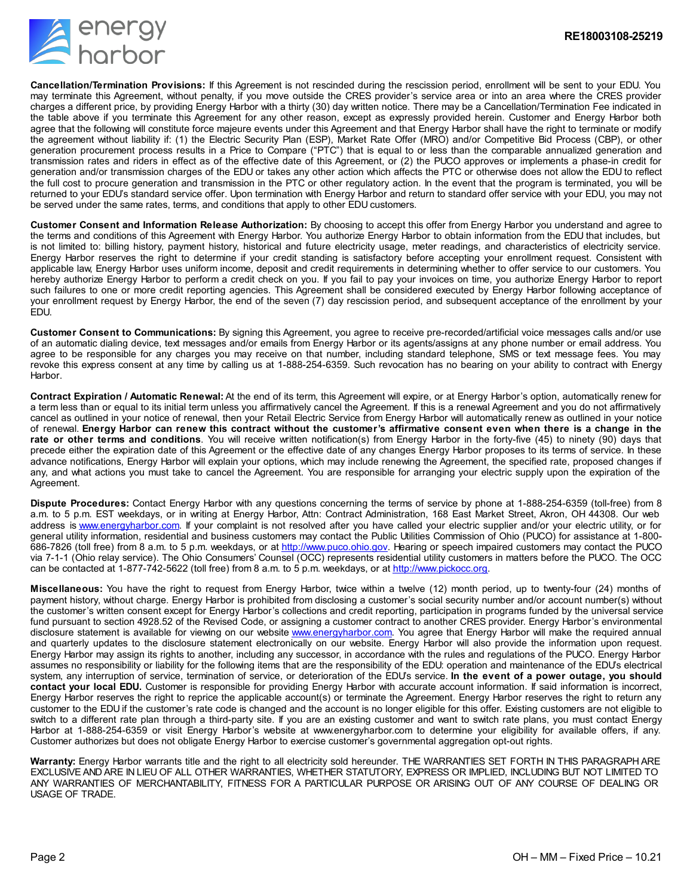**Cancellation/Termination Provisions:** If this Agreement is not rescinded during the rescission period, enrollment will be sent to your EDU. You may terminate this Agreement, without penalty, if you move outside the CRES provider's service area or into an area where the CRES provider charges a different price, by providing Energy Harbor with a thirty (30) day written notice. There may be a Cancellation/Termination Fee indicated in the table above if you terminate this Agreement for any other reason, except as expressly provided herein. Customer and Energy Harbor both agree that the following will constitute force majeure events under this Agreement and that Energy Harbor shall have the right to terminate or modify the agreement without liability if: (1) the Electric Security Plan (ESP), Market Rate Offer (MRO) and/or Competitive Bid Process (CBP), or other generation procurement process results in a Price to Compare ("PTC") that is equal to or less than the comparable annualized generation and transmission rates and riders in effect as of the effective date of this Agreement, or (2) the PUCO approves or implements a phase-in credit for generation and/or transmission charges of the EDU or takes any other action which affects the PTC or otherwise does not allow the EDU to reflect the full cost to procure generation and transmission in the PTC or other regulatory action. In the event that the program is terminated, you will be returned to your EDU's standard service offer. Upon termination with Energy Harbor and return to standard offer service with your EDU, you may not be served under the same rates, terms, and conditions that apply to other EDU customers.

**Customer Consent and Information Release Authorization:** By choosing to accept this offer from Energy Harbor you understand and agree to the terms and conditions of this Agreement with Energy Harbor. You authorize Energy Harbor to obtain information from the EDU that includes, but is not limited to: billing history, payment history, historical and future electricity usage, meter readings, and characteristics of electricity service. Energy Harbor reserves the right to determine if your credit standing is satisfactory before accepting your enrollment request. Consistent with applicable law, Energy Harbor uses uniform income, deposit and credit requirements in determining whether to offer service to our customers. You hereby authorize Energy Harbor to perform a credit check on you. If you fail to pay your invoices on time, you authorize Energy Harbor to report such failures to one or more credit reporting agencies. This Agreement shall be considered executed by Energy Harbor following acceptance of your enrollment request by Energy Harbor, the end of the seven (7) day rescission period, and subsequent acceptance of the enrollment by your EDU.

**Customer Consent to Communications:** By signing this Agreement, you agree to receive pre-recorded/artificial voice messages calls and/or use of an automatic dialing device, text messages and/or emails from Energy Harbor or its agents/assigns at any phone number or email address. You agree to be responsible for any charges you may receive on that number, including standard telephone, SMS or text message fees. You may revoke this express consent at any time by calling us at 1-888-254-6359. Such revocation has no bearing on your ability to contract with Energy Harbor.

**Contract Expiration / Automatic Renewal:** At the end of its term, this Agreement will expire, or at Energy Harbor's option, automatically renew for a term less than or equal to its initial term unless you affirmatively cancel the Agreement. If this is a renewal Agreement and you do not affirmatively cancel as outlined in your notice of renewal, then your Retail Electric Service from Energy Harbor will automatically renew as outlined in your notice of renewal. **Energy Harbor can renew this contract without the customer's affirmative consent even when there is a change in the rate or other terms and conditions**. You will receive written notification(s) from Energy Harbor in the forty-five (45) to ninety (90) days that precede either the expiration date of this Agreement or the effective date of any changes Energy Harbor proposes to its terms of service. In these advance notifications, Energy Harbor will explain your options, which may include renewing the Agreement, the specified rate, proposed changes if any, and what actions you must take to cancel the Agreement. You are responsible for arranging your electric supply upon the expiration of the Agreement.

**Dispute Procedures:** Contact Energy Harbor with any questions concerning the terms of service by phone at 1-888-254-6359 (toll-free) from 8 a.m. to 5 p.m. EST weekdays, or in writing at Energy Harbor, Attn: Contract Administration, 168 East Market Street, Akron, OH 44308. Our web address is www.energyharbor.com. If your complaint is not resolved after you have called your electric supplier and/or your electric utility, or for general utility information, residential and business customers may contact the Public Utilities Commission of Ohio (PUCO) for assistance at 1-800-686-7826 (toll free) from 8 a.m. to 5 p.m. weekdays, or at http://www.puco.ohio.gov. Hearing or speech impaired customers may contact the PUCO via 7-1-1 (Ohio relay service). The Ohio Consumers' Counsel (OCC) represents residential utility customers in matters before the PUCO. The OCC can be contacted at 1-877-742-5622 (toll free) from 8 a.m. to 5 p.m. weekdays, or at http://www.pickocc.org.

**Miscellaneous:** You have the right to request from Energy Harbor, twice within a twelve (12) month period, up to twenty-four (24) months of payment history, without charge. Energy Harbor is prohibited from disclosing a customer's social security number and/or account number(s) without the customer's written consent except for Energy Harbor's collections and credit reporting, participation in programs funded by the universal service fund pursuant to section 4928.52 of the Revised Code, or assigning a customer contract to another CRES provider. Energy Harbor's environmental disclosure statement is available for viewing on our website www.energyharbor.com. You agree that Energy Harbor will make the required annual and quarterly updates to the disclosure statement electronically on our website. Energy Harbor will also provide the information upon request. Energy Harbor may assign its rights to another, including any successor, in accordance with the rules and regulations of the PUCO. Energy Harbor assumes no responsibility or liability for the following items that are the responsibility of the EDU: operation and maintenance of the EDU's electrical system, any interruption of service, termination of service, or deterioration of the EDU's service. **In the event of a power outage, you should contact your local EDU.** Customer is responsible for providing Energy Harbor with accurate account information. If said information is incorrect, Energy Harbor reserves the right to reprice the applicable account(s) or terminate the Agreement. Energy Harbor reserves the right to return any customer to the EDU if the customer's rate code is changed and the account is no longer eligible for this offer. Existing customers are not eligible to switch to a different rate plan through a third-party site. If you are an existing customer and want to switch rate plans, you must contact Energy Harbor at 1-888-254-6359 or visit Energy Harbor's website at www.energyharbor.com to determine your eligibility for available offers, if any. Customer authorizes but does not obligate Energy Harbor to exercise customer's governmental aggregation opt-out rights.

**Warranty:** Energy Harbor warrants title and the right to all electricity sold hereunder. THE WARRANTIES SET FORTH IN THIS PARAGRAPH ARE EXCLUSIVE AND ARE IN LIEU OF ALL OTHER WARRANTIES, WHETHER STATUTORY, EXPRESS OR IMPLIED, INCLUDING BUT NOT LIMITED TO ANY WARRANTIES OF MERCHANTABILITY, FITNESS FOR A PARTICULAR PURPOSE OR ARISING OUT OF ANY COURSE OF DEALING OR USAGE OF TRADE.